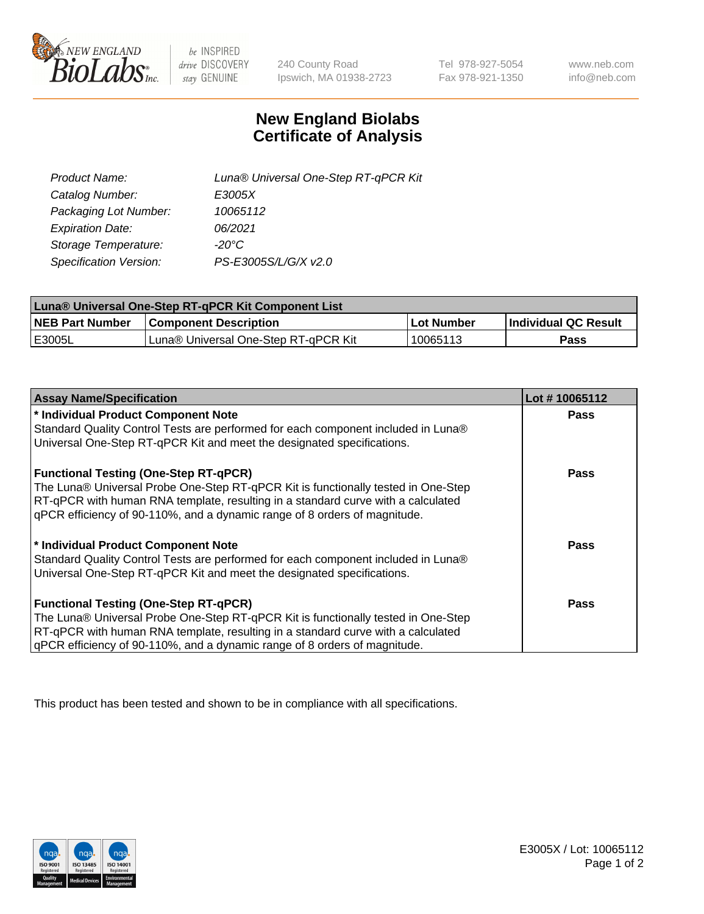240 County Road
Ipswich, MA 01938-2723

Tel 978-927-5054
Fax 978-921-1350

www.neb.com
info@neb.com

# New England Biolabs
# Certificate of Analysis

| | |
|---|---|
| *Product Name:* | *Luna® Universal One-Step RT-qPCR Kit* |
| *Catalog Number:* | *E3005X* |
| *Packaging Lot Number:* | *10065112* |
| *Expiration Date:* | *06/2021* |
| *Storage Temperature:* | *-20°C* |
| *Specification Version:* | *PS-E3005S/L/G/X v2.0* |

| Luna® Universal One-Step RT-qPCR Kit Component List | | | |
|---|---|---|---|
| **NEB Part Number** | **Component Description** | **Lot Number** | **Individual QC Result** |
| E3005L | Luna® Universal One-Step RT-qPCR Kit | 10065113 | **Pass** |

| Assay Name/Specification | Lot # 10065112 |
|---|---|
| **\* Individual Product Component Note**<br>Standard Quality Control Tests are performed for each component included in Luna® Universal One-Step RT-qPCR Kit and meet the designated specifications. | **Pass** |
| **Functional Testing (One-Step RT-qPCR)**<br>The Luna® Universal Probe One-Step RT-qPCR Kit is functionally tested in One-Step RT-qPCR with human RNA template, resulting in a standard curve with a calculated qPCR efficiency of 90-110%, and a dynamic range of 8 orders of magnitude. | **Pass** |
| **\* Individual Product Component Note**<br>Standard Quality Control Tests are performed for each component included in Luna® Universal One-Step RT-qPCR Kit and meet the designated specifications. | **Pass** |
| **Functional Testing (One-Step RT-qPCR)**<br>The Luna® Universal Probe One-Step RT-qPCR Kit is functionally tested in One-Step RT-qPCR with human RNA template, resulting in a standard curve with a calculated qPCR efficiency of 90-110%, and a dynamic range of 8 orders of magnitude. | **Pass** |

This product has been tested and shown to be in compliance with all specifications.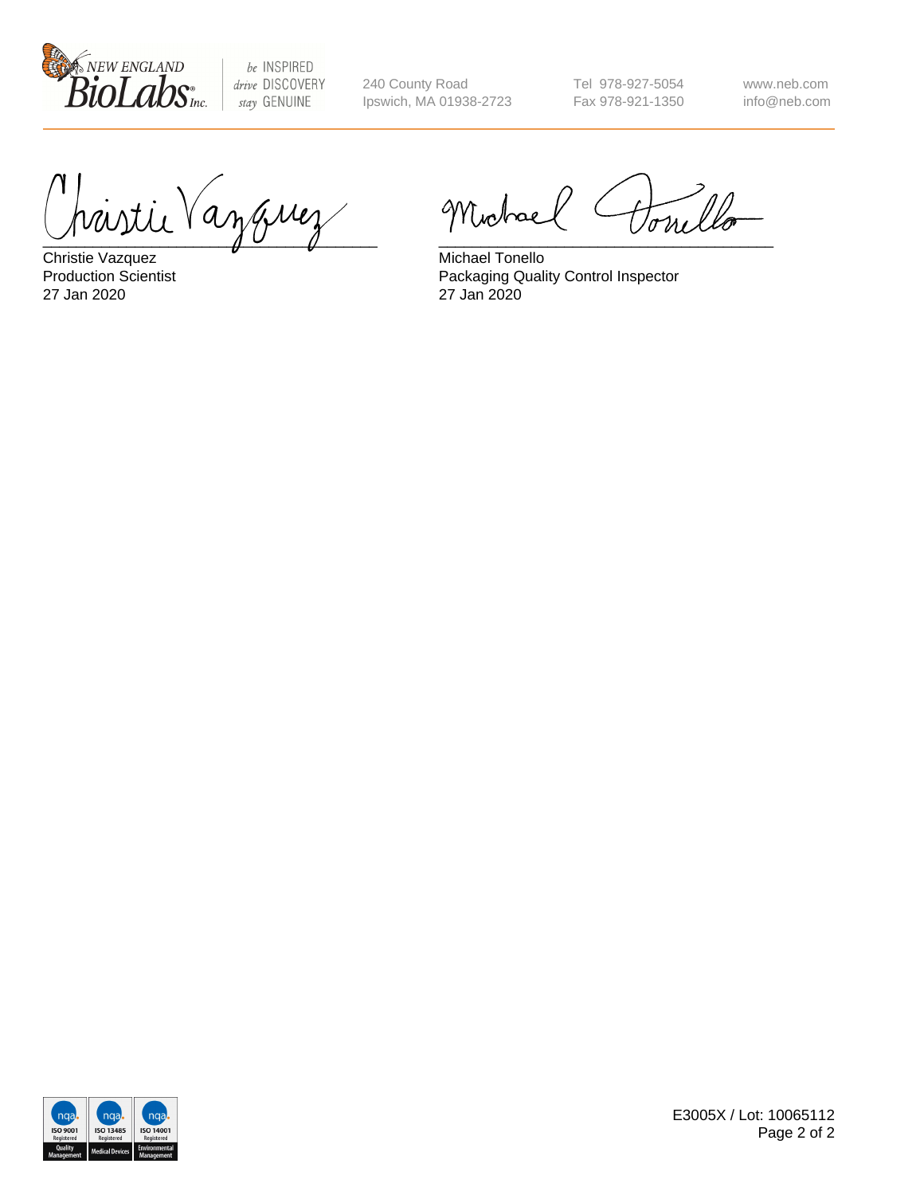Christie Vazquez
Production Scientist
27 Jan 2020

Michael Tonello
Packaging Quality Control Inspector
27 Jan 2020

E3005X / Lot: 10065112